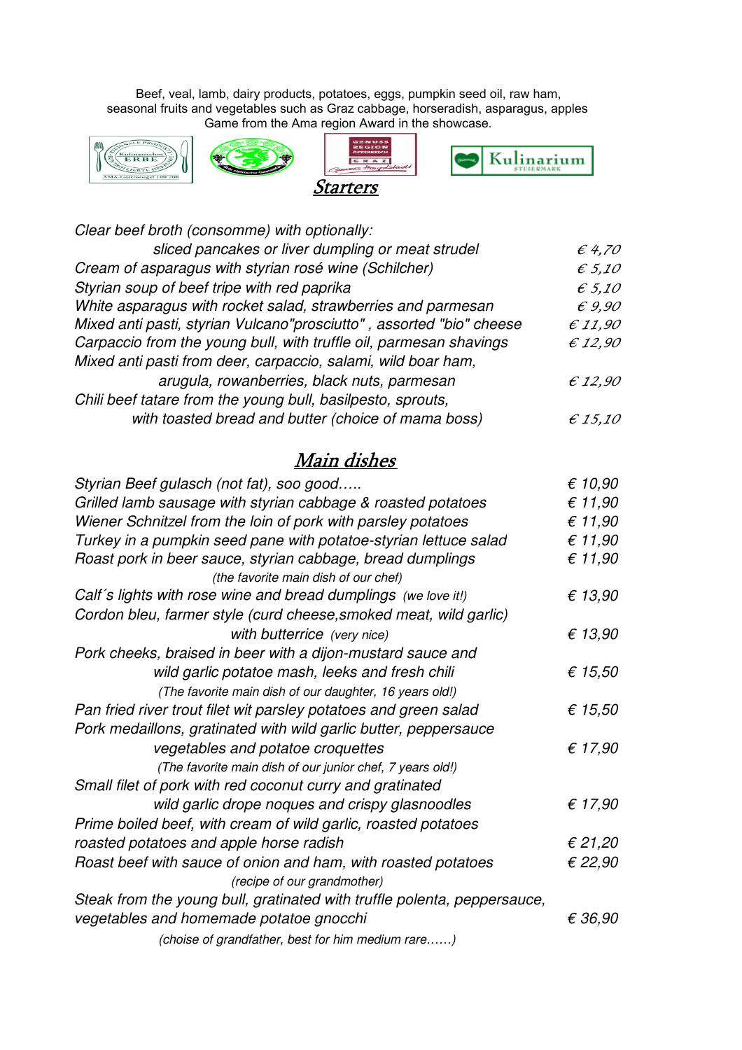Beef, veal, lamb, dairy products, potatoes, eggs, pumpkin seed oil, raw ham, seasonal fruits and vegetables such as Graz cabbage, horseradish, asparagus, apples Game from the Ama region Award in the showcase.

## Starters

| | |
|---|---|
| *Clear beef broth (consomme) with optionally:* | |
| *sliced pancakes or liver dumpling or meat strudel* | *€ 4,70* |
| *Cream of asparagus with styrian rosé wine (Schilcher)* | *€ 5,10* |
| *Styrian soup of beef tripe with red paprika* | *€ 5,10* |
| *White asparagus with rocket salad, strawberries and parmesan* | *€ 9,90* |
| *Mixed anti pasti, styrian Vulcano"prosciutto" , assorted "bio" cheese* | *€ 11,90* |
| *Carpaccio from the young bull, with truffle oil, parmesan shavings* | *€ 12,90* |
| *Mixed anti pasti from deer, carpaccio, salami, wild boar ham,* | |
| *arugula, rowanberries, black nuts, parmesan* | *€ 12,90* |
| *Chili beef tatare from the young bull, basilpesto, sprouts,* | |
| *with toasted bread and butter (choice of mama boss)* | *€ 15,10* |

## Main dishes

| | |
|---|---|
| *Styrian Beef gulasch (not fat), soo good…..* | *€ 10,90* |
| *Grilled lamb sausage with styrian cabbage & roasted potatoes* | *€ 11,90* |
| *Wiener Schnitzel from the loin of pork with parsley potatoes* | *€ 11,90* |
| *Turkey in a pumpkin seed pane with potatoe-styrian lettuce salad* | *€ 11,90* |
| *Roast pork in beer sauce, styrian cabbage, bread dumplings* | *€ 11,90* |
| *(the favorite main dish of our chef)* | |
| *Calf´s lights with rose wine and bread dumplings (we love it!)* | *€ 13,90* |
| *Cordon bleu, farmer style (curd cheese,smoked meat, wild garlic)* | |
| *with butterrice (very nice)* | *€ 13,90* |
| *Pork cheeks, braised in beer with a dijon-mustard sauce and* | |
| *wild garlic potatoe mash, leeks and fresh chili* | *€ 15,50* |
| *(The favorite main dish of our daughter, 16 years old!)* | |
| *Pan fried river trout filet wit parsley potatoes and green salad* | *€ 15,50* |
| *Pork medaillons, gratinated with wild garlic butter, peppersauce* | |
| *vegetables and potatoe croquettes* | *€ 17,90* |
| *(The favorite main dish of our junior chef, 7 years old!)* | |
| *Small filet of pork with red coconut curry and gratinated* | |
| *wild garlic drope noques and crispy glasnoodles* | *€ 17,90* |
| *Prime boiled beef, with cream of wild garlic, roasted potatoes* | |
| *roasted potatoes and apple horse radish* | *€ 21,20* |
| *Roast beef with sauce of onion and ham, with roasted potatoes* | *€ 22,90* |
| *(recipe of our grandmother)* | |
| *Steak from the young bull, gratinated with truffle polenta, peppersauce,* | |
| *vegetables and homemade potatoe gnocchi* | *€ 36,90* |
| *(choise of grandfather, best for him medium rare……)* | |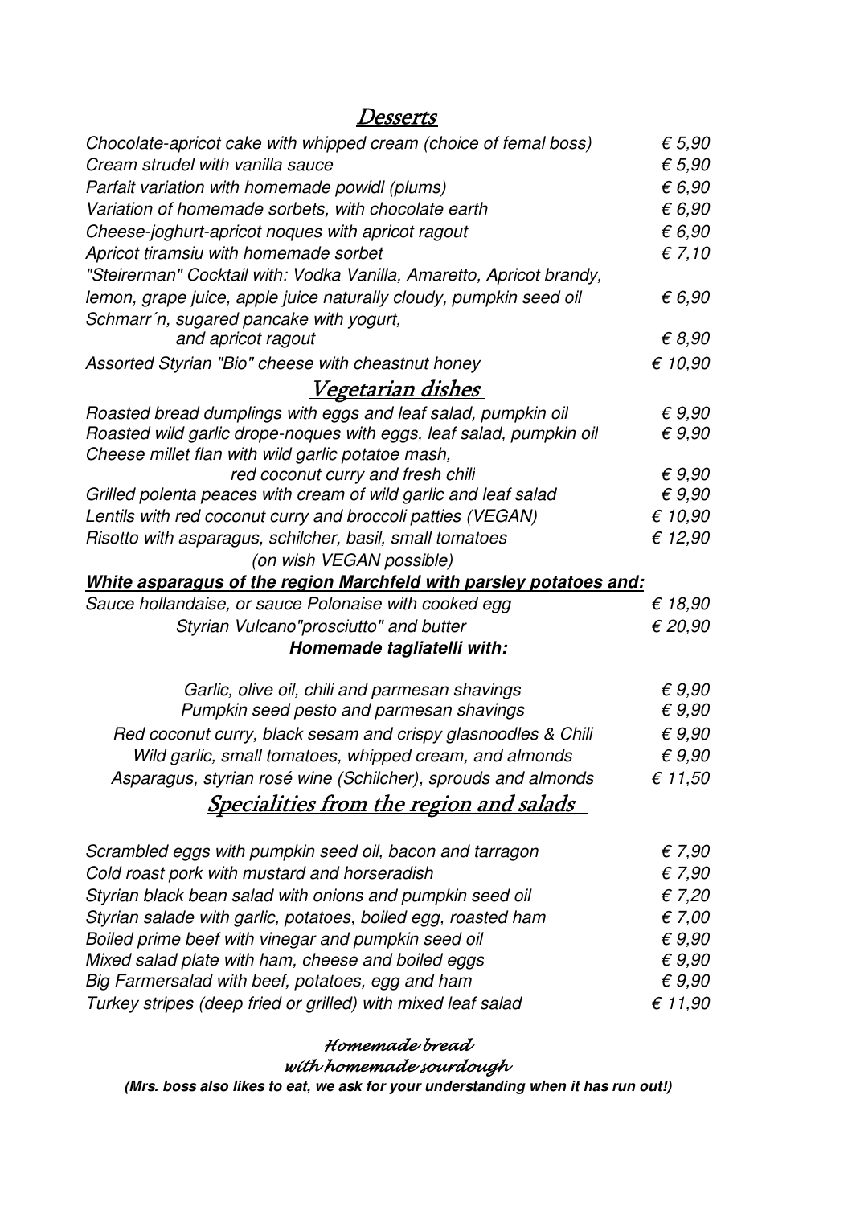## Desserts

| | |
|---|---|
| *Chocolate-apricot cake with whipped cream (choice of femal boss)* | *€ 5,90* |
| *Cream strudel with vanilla sauce* | *€ 5,90* |
| *Parfait variation with homemade powidl (plums)* | *€ 6,90* |
| *Variation of homemade sorbets, with chocolate earth* | *€ 6,90* |
| *Cheese-joghurt-apricot noques with apricot ragout* | *€ 6,90* |
| *Apricot tiramsiu with homemade sorbet* | *€ 7,10* |
| *"Steirerman" Cocktail with: Vodka Vanilla, Amaretto, Apricot brandy, lemon, grape juice, apple juice naturally cloudy, pumpkin seed oil* | *€ 6,90* |
| *Schmarr´n, sugared pancake with yogurt, and apricot ragout* | *€ 8,90* |
| *Assorted Styrian "Bio" cheese with cheastnut honey* | *€ 10,90* |

## Vegetarian dishes

| | |
|---|---|
| *Roasted bread dumplings with eggs and leaf salad, pumpkin oil* | *€ 9,90* |
| *Roasted wild garlic drope-noques with eggs, leaf salad, pumpkin oil* | *€ 9,90* |
| *Cheese millet flan with wild garlic potatoe mash, red coconut curry and fresh chili* | *€ 9,90* |
| *Grilled polenta peaces with cream of wild garlic and leaf salad* | *€ 9,90* |
| *Lentils with red coconut curry and broccoli patties (VEGAN)* | *€ 10,90* |
| *Risotto with asparagus, schilcher, basil, small tomatoes (on wish VEGAN possible)* | *€ 12,90* |

***White asparagus of the region Marchfeld with parsley potatoes and:***

| | |
|---|---|
| *Sauce hollandaise, or sauce Polonaise with cooked egg* | *€ 18,90* |
| *Styrian Vulcano"prosciutto" and butter* | *€ 20,90* |

***Homemade tagliatelli with:***

| | |
|---|---|
| *Garlic, olive oil, chili and parmesan shavings* | *€ 9,90* |
| *Pumpkin seed pesto and parmesan shavings* | *€ 9,90* |
| *Red coconut curry, black sesam and crispy glasnoodles & Chili* | *€ 9,90* |
| *Wild garlic, small tomatoes, whipped cream, and almonds* | *€ 9,90* |
| *Asparagus, styrian rosé wine (Schilcher), sprouds and almonds* | *€ 11,50* |

## Specialities from the region and salads

| | |
|---|---|
| *Scrambled eggs with pumpkin seed oil, bacon and tarragon* | *€ 7,90* |
| *Cold roast pork with mustard and horseradish* | *€ 7,90* |
| *Styrian black bean salad with onions and pumpkin seed oil* | *€ 7,20* |
| *Styrian salade with garlic, potatoes, boiled egg, roasted ham* | *€ 7,00* |
| *Boiled prime beef with vinegar and pumpkin seed oil* | *€ 9,90* |
| *Mixed salad plate with ham, cheese and boiled eggs* | *€ 9,90* |
| *Big Farmersalad with beef, potatoes, egg and ham* | *€ 9,90* |
| *Turkey stripes (deep fried or grilled) with mixed leaf salad* | *€ 11,90* |

*Homemade bread*

*with homemade sourdough*

**(Mrs. boss also likes to eat, we ask for your understanding when it has run out!)**